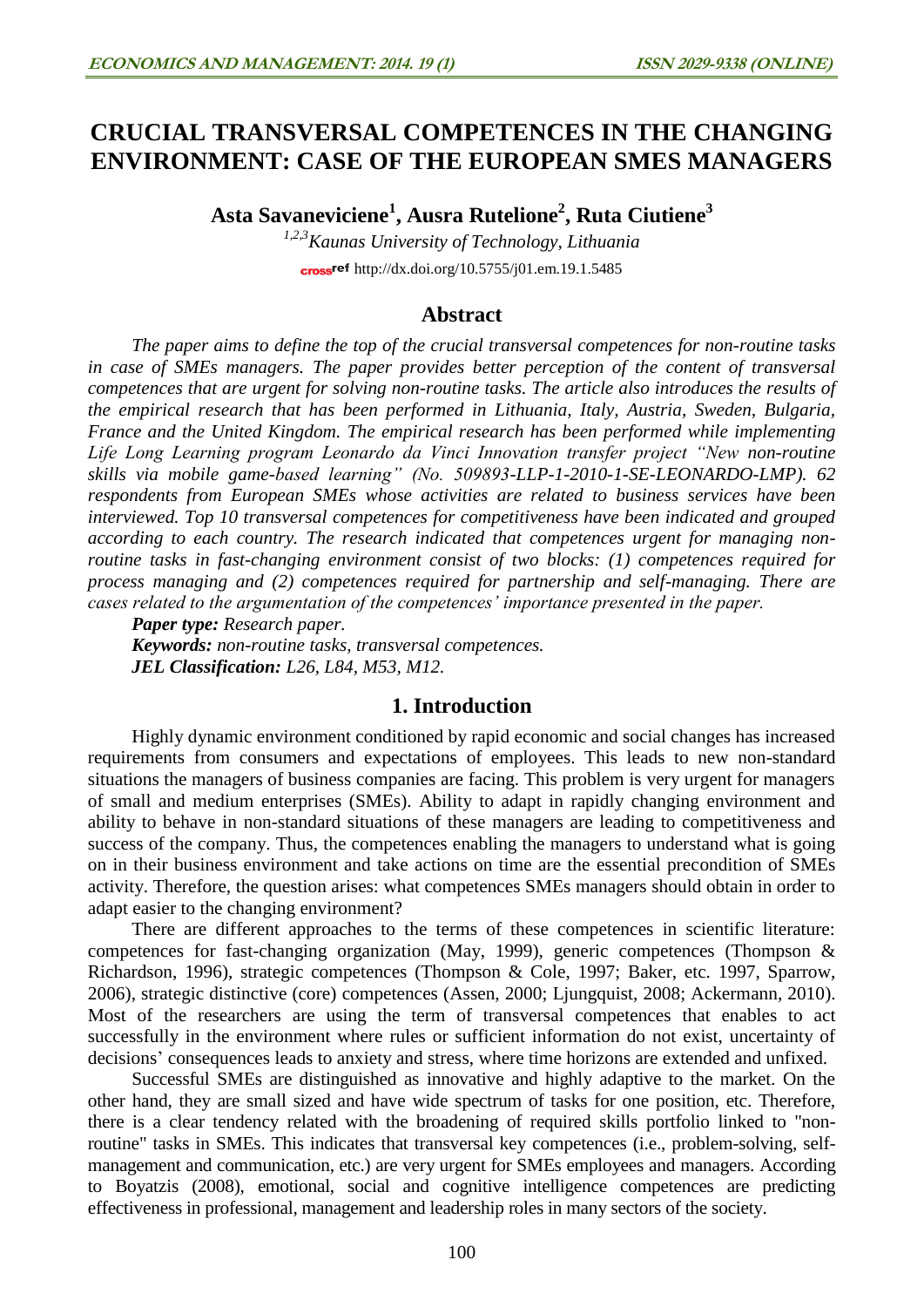# CRUCIAL TRANSVERSAL COMPETENCES IN THE CHANGING ENVIRONMENT: CASE OF THE EUROPEAN SMES MANAGERS

**Asta Savaneviciene[1], Ausra Rutelione[2], Ruta Ciutiene[3]**

*[1,2,3]Kaunas University of Technology, Lithuania*

crossref http://dx.doi.org/10.5755/j01.em.19.1.5485

## Abstract

*The paper aims to define the top of the crucial transversal competences for non-routine tasks in case of SMEs managers. The paper provides better perception of the content of transversal competences that are urgent for solving non-routine tasks. The article also introduces the results of the empirical research that has been performed in Lithuania, Italy, Austria, Sweden, Bulgaria, France and the United Kingdom. The empirical research has been performed while implementing Life Long Learning program Leonardo da Vinci Innovation transfer project "New non-routine skills via mobile game-based learning" (No. 509893-LLP-1-2010-1-SE-LEONARDO-LMP). 62 respondents from European SMEs whose activities are related to business services have been interviewed. Top 10 transversal competences for competitiveness have been indicated and grouped according to each country. The research indicated that competences urgent for managing non-routine tasks in fast-changing environment consist of two blocks: (1) competences required for process managing and (2) competences required for partnership and self-managing. There are cases related to the argumentation of the competences' importance presented in the paper.*

***Paper type:*** *Research paper.*

***Keywords:*** *non-routine tasks, transversal competences.*

***JEL Classification:*** *L26, L84, M53, M12.*

## 1. Introduction

Highly dynamic environment conditioned by rapid economic and social changes has increased requirements from consumers and expectations of employees. This leads to new non-standard situations the managers of business companies are facing. This problem is very urgent for managers of small and medium enterprises (SMEs). Ability to adapt in rapidly changing environment and ability to behave in non-standard situations of these managers are leading to competitiveness and success of the company. Thus, the competences enabling the managers to understand what is going on in their business environment and take actions on time are the essential precondition of SMEs activity. Therefore, the question arises: what competences SMEs managers should obtain in order to adapt easier to the changing environment?

There are different approaches to the terms of these competences in scientific literature: competences for fast-changing organization (May, 1999), generic competences (Thompson & Richardson, 1996), strategic competences (Thompson & Cole, 1997; Baker, etc. 1997, Sparrow, 2006), strategic distinctive (core) competences (Assen, 2000; Ljungquist, 2008; Ackermann, 2010). Most of the researchers are using the term of transversal competences that enables to act successfully in the environment where rules or sufficient information do not exist, uncertainty of decisions' consequences leads to anxiety and stress, where time horizons are extended and unfixed.

Successful SMEs are distinguished as innovative and highly adaptive to the market. On the other hand, they are small sized and have wide spectrum of tasks for one position, etc. Therefore, there is a clear tendency related with the broadening of required skills portfolio linked to "non-routine" tasks in SMEs. This indicates that transversal key competences (i.e., problem-solving, self-management and communication, etc.) are very urgent for SMEs employees and managers. According to Boyatzis (2008), emotional, social and cognitive intelligence competences are predicting effectiveness in professional, management and leadership roles in many sectors of the society.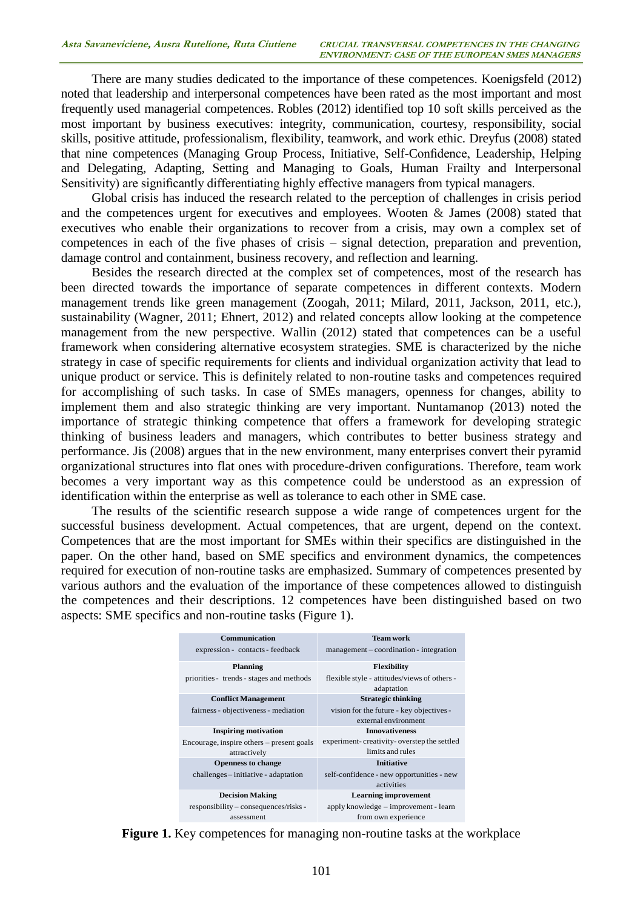There are many studies dedicated to the importance of these competences. Koenigsfeld (2012) noted that leadership and interpersonal competences have been rated as the most important and most frequently used managerial competences. Robles (2012) identified top 10 soft skills perceived as the most important by business executives: integrity, communication, courtesy, responsibility, social skills, positive attitude, professionalism, flexibility, teamwork, and work ethic. Dreyfus (2008) stated that nine competences (Managing Group Process, Initiative, Self-Confidence, Leadership, Helping and Delegating, Adapting, Setting and Managing to Goals, Human Frailty and Interpersonal Sensitivity) are significantly differentiating highly effective managers from typical managers.

Global crisis has induced the research related to the perception of challenges in crisis period and the competences urgent for executives and employees. Wooten & James (2008) stated that executives who enable their organizations to recover from a crisis, may own a complex set of competences in each of the five phases of crisis – signal detection, preparation and prevention, damage control and containment, business recovery, and reflection and learning.

Besides the research directed at the complex set of competences, most of the research has been directed towards the importance of separate competences in different contexts. Modern management trends like green management (Zoogah, 2011; Milard, 2011, Jackson, 2011, etc.), sustainability (Wagner, 2011; Ehnert, 2012) and related concepts allow looking at the competence management from the new perspective. Wallin (2012) stated that competences can be a useful framework when considering alternative ecosystem strategies. SME is characterized by the niche strategy in case of specific requirements for clients and individual organization activity that lead to unique product or service. This is definitely related to non-routine tasks and competences required for accomplishing of such tasks. In case of SMEs managers, openness for changes, ability to implement them and also strategic thinking are very important. Nuntamanop (2013) noted the importance of strategic thinking competence that offers a framework for developing strategic thinking of business leaders and managers, which contributes to better business strategy and performance. Jis (2008) argues that in the new environment, many enterprises convert their pyramid organizational structures into flat ones with procedure-driven configurations. Therefore, team work becomes a very important way as this competence could be understood as an expression of identification within the enterprise as well as tolerance to each other in SME case.

The results of the scientific research suppose a wide range of competences urgent for the successful business development. Actual competences, that are urgent, depend on the context. Competences that are the most important for SMEs within their specifics are distinguished in the paper. On the other hand, based on SME specifics and environment dynamics, the competences required for execution of non-routine tasks are emphasized. Summary of competences presented by various authors and the evaluation of the importance of these competences allowed to distinguish the competences and their descriptions. 12 competences have been distinguished based on two aspects: SME specifics and non-routine tasks (Figure 1).

| **Communication**<br>expression - contacts - feedback | **Team work**<br>management – coordination - integration |
|---|---|
| **Planning**<br>priorities - trends - stages and methods | **Flexibility**<br>flexible style - attitudes/views of others - adaptation |
| **Conflict Management**<br>fairness - objectiveness - mediation | **Strategic thinking**<br>vision for the future - key objectives - external environment |
| **Inspiring motivation**<br>Encourage, inspire others – present goals attractively | **Innovativeness**<br>experiment- creativity- overstep the settled limits and rules |
| **Openness to change**<br>challenges – initiative - adaptation | **Initiative**<br>self-confidence - new opportunities - new activities |
| **Decision Making**<br>responsibility – consequences/risks - assessment | **Learning improvement**<br>apply knowledge – improvement - learn from own experience |

**Figure 1.** Key competences for managing non-routine tasks at the workplace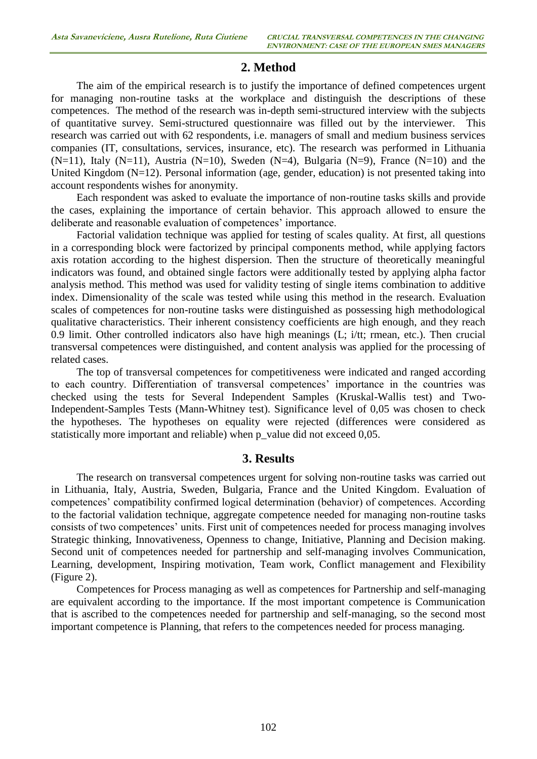## 2. Method

The aim of the empirical research is to justify the importance of defined competences urgent for managing non-routine tasks at the workplace and distinguish the descriptions of these competences. The method of the research was in-depth semi-structured interview with the subjects of quantitative survey. Semi-structured questionnaire was filled out by the interviewer. This research was carried out with 62 respondents, i.e. managers of small and medium business services companies (IT, consultations, services, insurance, etc). The research was performed in Lithuania (N=11), Italy (N=11), Austria (N=10), Sweden (N=4), Bulgaria (N=9), France (N=10) and the United Kingdom (N=12). Personal information (age, gender, education) is not presented taking into account respondents wishes for anonymity.

Each respondent was asked to evaluate the importance of non-routine tasks skills and provide the cases, explaining the importance of certain behavior. This approach allowed to ensure the deliberate and reasonable evaluation of competences' importance.

Factorial validation technique was applied for testing of scales quality. At first, all questions in a corresponding block were factorized by principal components method, while applying factors axis rotation according to the highest dispersion. Then the structure of theoretically meaningful indicators was found, and obtained single factors were additionally tested by applying alpha factor analysis method. This method was used for validity testing of single items combination to additive index. Dimensionality of the scale was tested while using this method in the research. Evaluation scales of competences for non-routine tasks were distinguished as possessing high methodological qualitative characteristics. Their inherent consistency coefficients are high enough, and they reach 0.9 limit. Other controlled indicators also have high meanings (L; i/tt; rmean, etc.). Then crucial transversal competences were distinguished, and content analysis was applied for the processing of related cases.

The top of transversal competences for competitiveness were indicated and ranged according to each country. Differentiation of transversal competences' importance in the countries was checked using the tests for Several Independent Samples (Kruskal-Wallis test) and Two-Independent-Samples Tests (Mann-Whitney test). Significance level of 0,05 was chosen to check the hypotheses. The hypotheses on equality were rejected (differences were considered as statistically more important and reliable) when p_value did not exceed 0,05.

## 3. Results

The research on transversal competences urgent for solving non-routine tasks was carried out in Lithuania, Italy, Austria, Sweden, Bulgaria, France and the United Kingdom. Evaluation of competences' compatibility confirmed logical determination (behavior) of competences. According to the factorial validation technique, aggregate competence needed for managing non-routine tasks consists of two competences' units. First unit of competences needed for process managing involves Strategic thinking, Innovativeness, Openness to change, Initiative, Planning and Decision making. Second unit of competences needed for partnership and self-managing involves Communication, Learning, development, Inspiring motivation, Team work, Conflict management and Flexibility (Figure 2).

Competences for Process managing as well as competences for Partnership and self-managing are equivalent according to the importance. If the most important competence is Communication that is ascribed to the competences needed for partnership and self-managing, so the second most important competence is Planning, that refers to the competences needed for process managing.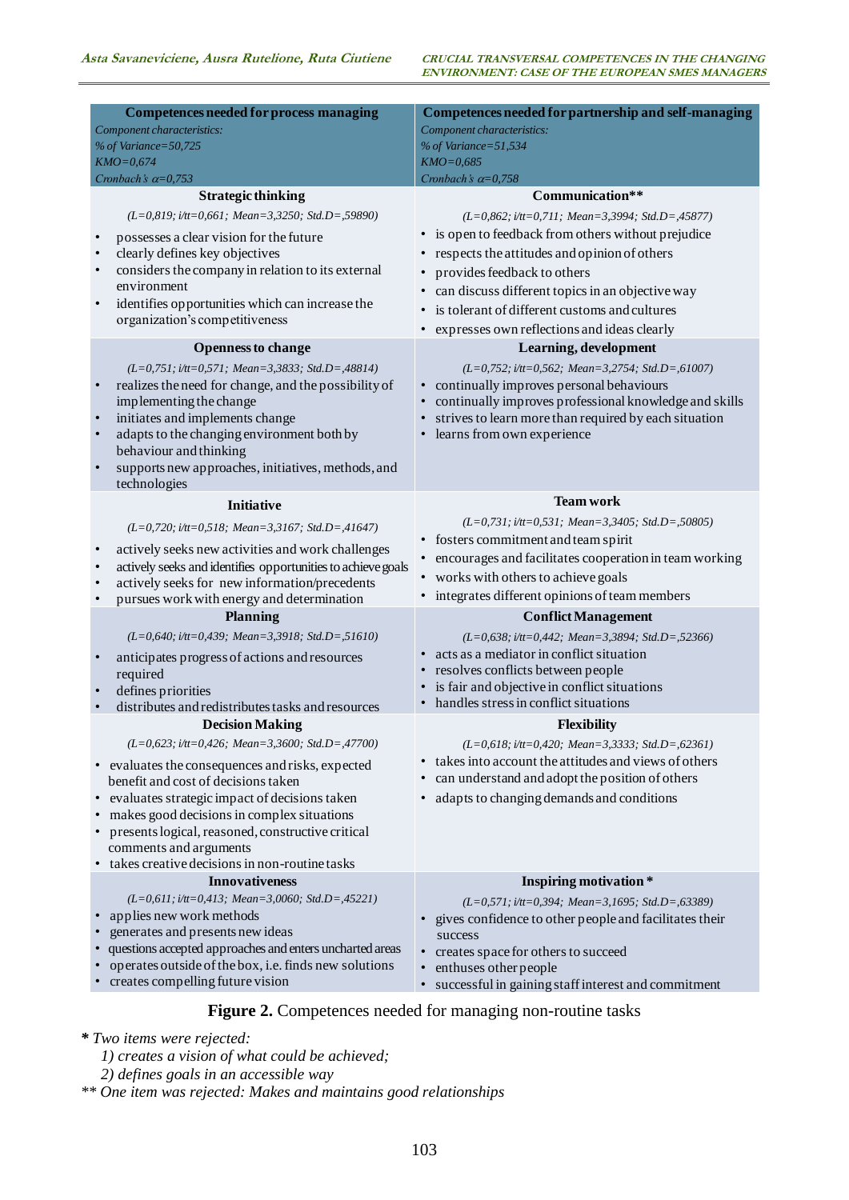| Competences needed for process managing | Competences needed for partnership and self-managing |
|---|---|
| *Component characteristics:*<br>*% of Variance=50,725*<br>*KMO=0,674*<br>*Cronbach's α=0,753* | *Component characteristics:*<br>*% of Variance=51,534*<br>*KMO=0,685*<br>*Cronbach's α=0,758* |
| **Strategic thinking**<br>*(L=0,819; i/tt=0,661; Mean=3,3250; Std.D=,59890)*<br>• possesses a clear vision for the future<br>• clearly defines key objectives<br>• considers the company in relation to its external environment<br>• identifies opportunities which can increase the organization's competitiveness | **Communication\*\***<br>*(L=0,862; i/tt=0,711; Mean=3,3994; Std.D=,45877)*<br>• is open to feedback from others without prejudice<br>• respects the attitudes and opinion of others<br>• provides feedback to others<br>• can discuss different topics in an objective way<br>• is tolerant of different customs and cultures<br>• expresses own reflections and ideas clearly |
| **Openness to change**<br>*(L=0,751; i/tt=0,571; Mean=3,3833; Std.D=,48814)*<br>• realizes the need for change, and the possibility of implementing the change<br>• initiates and implements change<br>• adapts to the changing environment both by behaviour and thinking<br>• supports new approaches, initiatives, methods, and technologies | **Learning, development**<br>*(L=0,752; i/tt=0,562; Mean=3,2754; Std.D=,61007)*<br>• continually improves personal behaviours<br>• continually improves professional knowledge and skills<br>• strives to learn more than required by each situation<br>• learns from own experience |
| **Initiative**<br>*(L=0,720; i/tt=0,518; Mean=3,3167; Std.D=,41647)*<br>• actively seeks new activities and work challenges<br>• actively seeks and identifies opportunities to achieve goals<br>• actively seeks for new information/precedents<br>• pursues work with energy and determination | **Team work**<br>*(L=0,731; i/tt=0,531; Mean=3,3405; Std.D=,50805)*<br>• fosters commitment and team spirit<br>• encourages and facilitates cooperation in team working<br>• works with others to achieve goals<br>• integrates different opinions of team members |
| **Planning**<br>*(L=0,640; i/tt=0,439; Mean=3,3918; Std.D=,51610)*<br>• anticipates progress of actions and resources required<br>• defines priorities<br>• distributes and redistributes tasks and resources | **Conflict Management**<br>*(L=0,638; i/tt=0,442; Mean=3,3894; Std.D=,52366)*<br>• acts as a mediator in conflict situation<br>• resolves conflicts between people<br>• is fair and objective in conflict situations<br>• handles stress in conflict situations |
| **Decision Making**<br>*(L=0,623; i/tt=0,426; Mean=3,3600; Std.D=,47700)*<br>• evaluates the consequences and risks, expected benefit and cost of decisions taken<br>• evaluates strategic impact of decisions taken<br>• makes good decisions in complex situations<br>• presents logical, reasoned, constructive critical comments and arguments<br>• takes creative decisions in non-routine tasks | **Flexibility**<br>*(L=0,618; i/tt=0,420; Mean=3,3333; Std.D=,62361)*<br>• takes into account the attitudes and views of others<br>• can understand and adopt the position of others<br>• adapts to changing demands and conditions |
| **Innovativeness**<br>*(L=0,611; i/tt=0,413; Mean=3,0060; Std.D=,45221)*<br>• applies new work methods<br>• generates and presents new ideas<br>• questions accepted approaches and enters uncharted areas<br>• operates outside of the box, i.e. finds new solutions<br>• creates compelling future vision | **Inspiring motivation \***<br>*(L=0,571; i/tt=0,394; Mean=3,1695; Std.D=,63389)*<br>• gives confidence to other people and facilitates their success<br>• creates space for others to succeed<br>• enthuses other people<br>• successful in gaining staff interest and commitment |

**Figure 2.** Competences needed for managing non-routine tasks

*\* Two items were rejected:*
*1) creates a vision of what could be achieved;*
*2) defines goals in an accessible way*
*\*\* One item was rejected: Makes and maintains good relationships*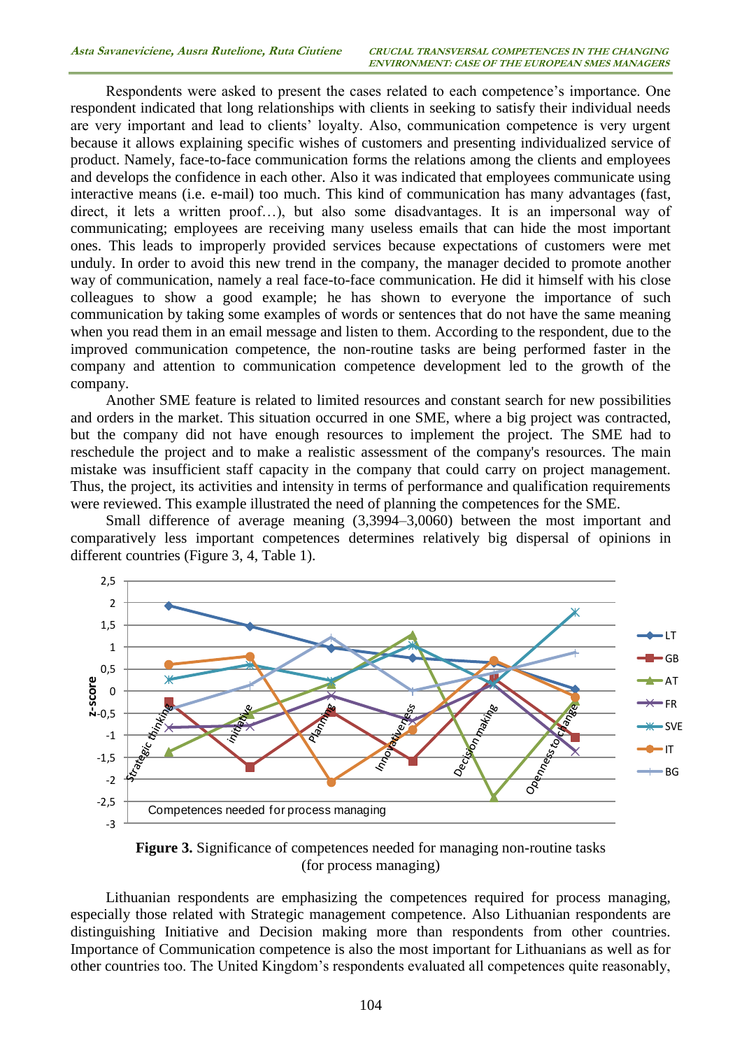Respondents were asked to present the cases related to each competence's importance. One respondent indicated that long relationships with clients in seeking to satisfy their individual needs are very important and lead to clients' loyalty. Also, communication competence is very urgent because it allows explaining specific wishes of customers and presenting individualized service of product. Namely, face-to-face communication forms the relations among the clients and employees and develops the confidence in each other. Also it was indicated that employees communicate using interactive means (i.e. e-mail) too much. This kind of communication has many advantages (fast, direct, it lets a written proof…), but also some disadvantages. It is an impersonal way of communicating; employees are receiving many useless emails that can hide the most important ones. This leads to improperly provided services because expectations of customers were met unduly. In order to avoid this new trend in the company, the manager decided to promote another way of communication, namely a real face-to-face communication. He did it himself with his close colleagues to show a good example; he has shown to everyone the importance of such communication by taking some examples of words or sentences that do not have the same meaning when you read them in an email message and listen to them. According to the respondent, due to the improved communication competence, the non-routine tasks are being performed faster in the company and attention to communication competence development led to the growth of the company.

Another SME feature is related to limited resources and constant search for new possibilities and orders in the market. This situation occurred in one SME, where a big project was contracted, but the company did not have enough resources to implement the project. The SME had to reschedule the project and to make a realistic assessment of the company's resources. The main mistake was insufficient staff capacity in the company that could carry on project management. Thus, the project, its activities and intensity in terms of performance and qualification requirements were reviewed. This example illustrated the need of planning the competences for the SME.

Small difference of average meaning (3,3994–3,0060) between the most important and comparatively less important competences determines relatively big dispersal of opinions in different countries (Figure 3, 4, Table 1).

**Figure 3.** Significance of competences needed for managing non-routine tasks (for process managing)

Lithuanian respondents are emphasizing the competences required for process managing, especially those related with Strategic management competence. Also Lithuanian respondents are distinguishing Initiative and Decision making more than respondents from other countries. Importance of Communication competence is also the most important for Lithuanians as well as for other countries too. The United Kingdom's respondents evaluated all competences quite reasonably,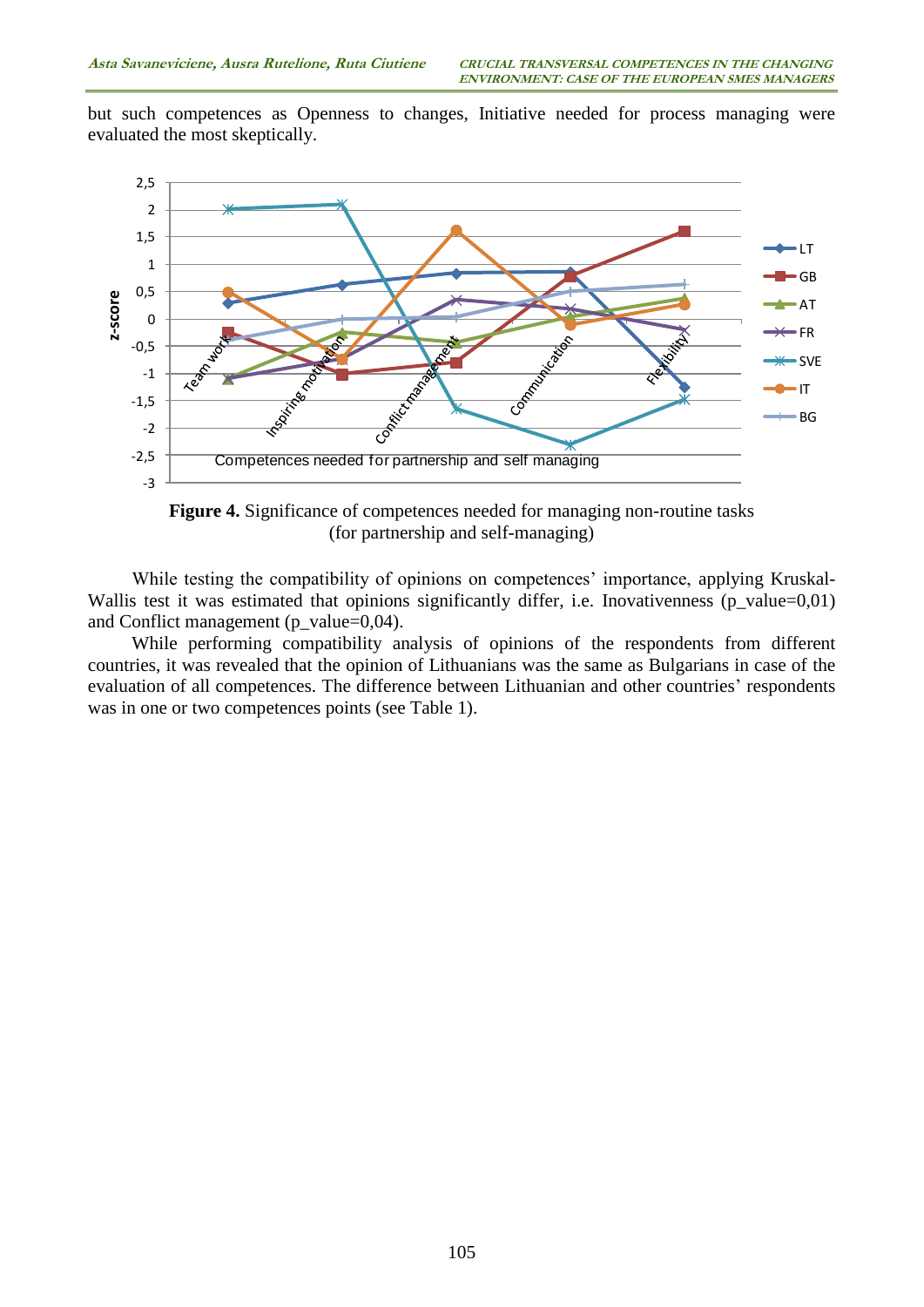but such competences as Openness to changes, Initiative needed for process managing were evaluated the most skeptically.

**Figure 4.** Significance of competences needed for managing non-routine tasks (for partnership and self-managing)

While testing the compatibility of opinions on competences' importance, applying Kruskal-Wallis test it was estimated that opinions significantly differ, i.e. Inovativenness (p_value=0,01) and Conflict management (p_value=0,04).

While performing compatibility analysis of opinions of the respondents from different countries, it was revealed that the opinion of Lithuanians was the same as Bulgarians in case of the evaluation of all competences. The difference between Lithuanian and other countries' respondents was in one or two competences points (see Table 1).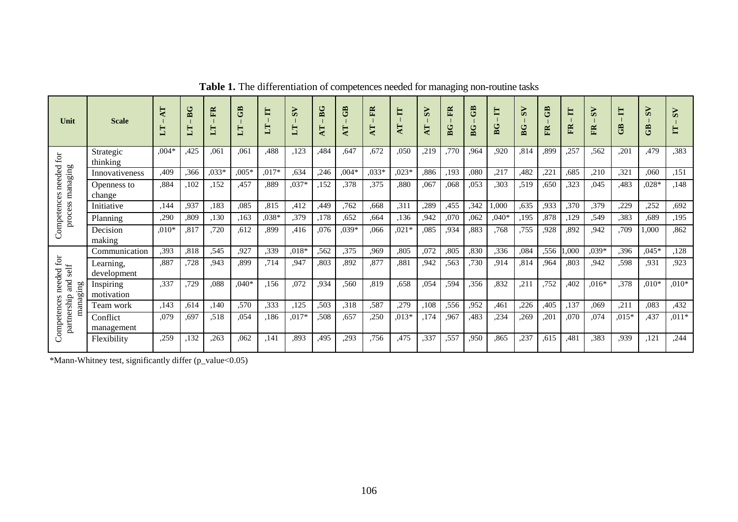**Table 1.** The differentiation of competences needed for managing non-routine tasks

| Unit | Scale | LT – AT | LT – BG | LT – FR | LT – GB | LT – IT | LT – SV | AT – BG | AT – GB | AT – FR | AT – IT | AT – SV | BG – FR | BG – GB | BG – IT | BG – SV | FR – GB | FR – IT | FR – SV | GB – IT | GB – SV | IT – SV |
|---|---|---|---|---|---|---|---|---|---|---|---|---|---|---|---|---|---|---|---|---|---|---|
| Competences needed for process managing | Strategic thinking | ,004* | ,425 | ,061 | ,061 | ,488 | ,123 | ,484 | ,647 | ,672 | ,050 | ,219 | ,770 | ,964 | ,920 | ,814 | ,899 | ,257 | ,562 | ,201 | ,479 | ,383 |
| | Innovativeness | ,409 | ,366 | ,033* | ,005* | ,017* | ,634 | ,246 | ,004* | ,033* | ,023* | ,886 | ,193 | ,080 | ,217 | ,482 | ,221 | ,685 | ,210 | ,321 | ,060 | ,151 |
| | Openness to change | ,884 | ,102 | ,152 | ,457 | ,889 | ,037* | ,152 | ,378 | ,375 | ,880 | ,067 | ,068 | ,053 | ,303 | ,519 | ,650 | ,323 | ,045 | ,483 | ,028* | ,148 |
| | Initiative | ,144 | ,937 | ,183 | ,085 | ,815 | ,412 | ,449 | ,762 | ,668 | ,311 | ,289 | ,455 | ,342 | 1,000 | ,635 | ,933 | ,370 | ,379 | ,229 | ,252 | ,692 |
| | Planning | ,290 | ,809 | ,130 | ,163 | ,038* | ,379 | ,178 | ,652 | ,664 | ,136 | ,942 | ,070 | ,062 | ,040* | ,195 | ,878 | ,129 | ,549 | ,383 | ,689 | ,195 |
| | Decision making | ,010* | ,817 | ,720 | ,612 | ,899 | ,416 | ,076 | ,039* | ,066 | ,021* | ,085 | ,934 | ,883 | ,768 | ,755 | ,928 | ,892 | ,942 | ,709 | 1,000 | ,862 |
| Competences needed for partnership and self managing | Communication | ,393 | ,818 | ,545 | ,927 | ,339 | ,018* | ,562 | ,375 | ,969 | ,805 | ,072 | ,805 | ,830 | ,336 | ,084 | ,556 | 1,000 | ,039* | ,396 | ,045* | ,128 |
| | Learning, development | ,887 | ,728 | ,943 | ,899 | ,714 | ,947 | ,803 | ,892 | ,877 | ,881 | ,942 | ,563 | ,730 | ,914 | ,814 | ,964 | ,803 | ,942 | ,598 | ,931 | ,923 |
| | Inspiring motivation | ,337 | ,729 | ,088 | ,040* | ,156 | ,072 | ,934 | ,560 | ,819 | ,658 | ,054 | ,594 | ,356 | ,832 | ,211 | ,752 | ,402 | ,016* | ,378 | ,010* | ,010* |
| | Team work | ,143 | ,614 | ,140 | ,570 | ,333 | ,125 | ,503 | ,318 | ,587 | ,279 | ,108 | ,556 | ,952 | ,461 | ,226 | ,405 | ,137 | ,069 | ,211 | ,083 | ,432 |
| | Conflict management | ,079 | ,697 | ,518 | ,054 | ,186 | ,017* | ,508 | ,657 | ,250 | ,013* | ,174 | ,967 | ,483 | ,234 | ,269 | ,201 | ,070 | ,074 | ,015* | ,437 | ,011* |
| | Flexibility | ,259 | ,132 | ,263 | ,062 | ,141 | ,893 | ,495 | ,293 | ,756 | ,475 | ,337 | ,557 | ,950 | ,865 | ,237 | ,615 | ,481 | ,383 | ,939 | ,121 | ,244 |

*Mann-Whitney test, significantly differ (p_value<0.05)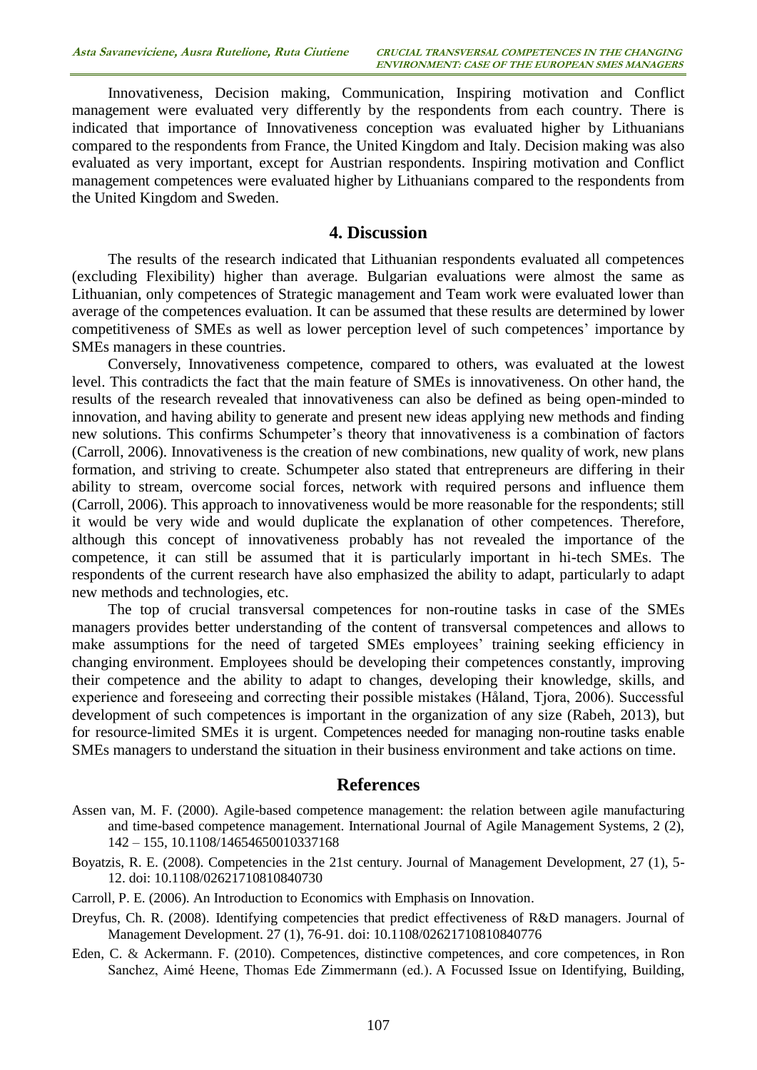Innovativeness, Decision making, Communication, Inspiring motivation and Conflict management were evaluated very differently by the respondents from each country. There is indicated that importance of Innovativeness conception was evaluated higher by Lithuanians compared to the respondents from France, the United Kingdom and Italy. Decision making was also evaluated as very important, except for Austrian respondents. Inspiring motivation and Conflict management competences were evaluated higher by Lithuanians compared to the respondents from the United Kingdom and Sweden.

## 4. Discussion

The results of the research indicated that Lithuanian respondents evaluated all competences (excluding Flexibility) higher than average. Bulgarian evaluations were almost the same as Lithuanian, only competences of Strategic management and Team work were evaluated lower than average of the competences evaluation. It can be assumed that these results are determined by lower competitiveness of SMEs as well as lower perception level of such competences' importance by SMEs managers in these countries.

Conversely, Innovativeness competence, compared to others, was evaluated at the lowest level. This contradicts the fact that the main feature of SMEs is innovativeness. On other hand, the results of the research revealed that innovativeness can also be defined as being open-minded to innovation, and having ability to generate and present new ideas applying new methods and finding new solutions. This confirms Schumpeter's theory that innovativeness is a combination of factors (Carroll, 2006). Innovativeness is the creation of new combinations, new quality of work, new plans formation, and striving to create. Schumpeter also stated that entrepreneurs are differing in their ability to stream, overcome social forces, network with required persons and influence them (Carroll, 2006). This approach to innovativeness would be more reasonable for the respondents; still it would be very wide and would duplicate the explanation of other competences. Therefore, although this concept of innovativeness probably has not revealed the importance of the competence, it can still be assumed that it is particularly important in hi-tech SMEs. The respondents of the current research have also emphasized the ability to adapt, particularly to adapt new methods and technologies, etc.

The top of crucial transversal competences for non-routine tasks in case of the SMEs managers provides better understanding of the content of transversal competences and allows to make assumptions for the need of targeted SMEs employees' training seeking efficiency in changing environment. Employees should be developing their competences constantly, improving their competence and the ability to adapt to changes, developing their knowledge, skills, and experience and foreseeing and correcting their possible mistakes (Håland, Tjora, 2006). Successful development of such competences is important in the organization of any size (Rabeh, 2013), but for resource-limited SMEs it is urgent. Competences needed for managing non-routine tasks enable SMEs managers to understand the situation in their business environment and take actions on time.

## References

Assen van, M. F. (2000). Agile-based competence management: the relation between agile manufacturing and time-based competence management. International Journal of Agile Management Systems, 2 (2), 142 – 155, 10.1108/14654650010337168

Boyatzis, R. E. (2008). Competencies in the 21st century. Journal of Management Development, 27 (1), 5-12. doi: 10.1108/02621710810840730

Carroll, P. E. (2006). An Introduction to Economics with Emphasis on Innovation.

Dreyfus, Ch. R. (2008). Identifying competencies that predict effectiveness of R&D managers. Journal of Management Development. 27 (1), 76-91. doi: 10.1108/02621710810840776

Eden, C. & Ackermann. F. (2010). Competences, distinctive competences, and core competences, in Ron Sanchez, Aimé Heene, Thomas Ede Zimmermann (ed.). A Focussed Issue on Identifying, Building,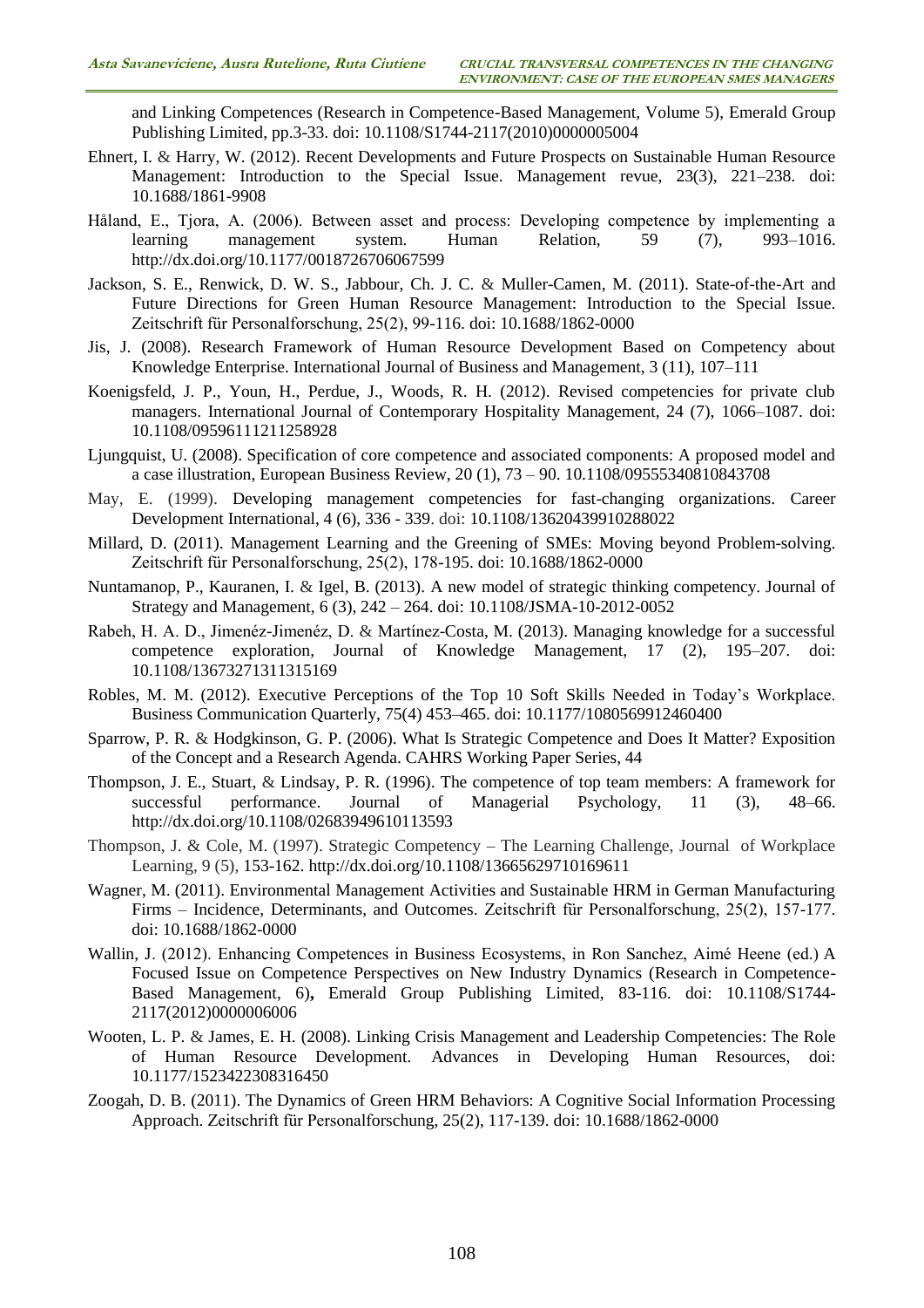and Linking Competences (Research in Competence-Based Management, Volume 5), Emerald Group Publishing Limited, pp.3-33. doi: 10.1108/S1744-2117(2010)0000005004

Ehnert, I. & Harry, W. (2012). Recent Developments and Future Prospects on Sustainable Human Resource Management: Introduction to the Special Issue. Management revue, 23(3), 221–238. doi: 10.1688/1861-9908

Håland, E., Tjora, A. (2006). Between asset and process: Developing competence by implementing a learning management system. Human Relation, 59 (7), 993–1016. http://dx.doi.org/10.1177/0018726706067599

Jackson, S. E., Renwick, D. W. S., Jabbour, Ch. J. C. & Muller-Camen, M. (2011). State-of-the-Art and Future Directions for Green Human Resource Management: Introduction to the Special Issue. Zeitschrift für Personalforschung, 25(2), 99-116. doi: 10.1688/1862-0000

Jis, J. (2008). Research Framework of Human Resource Development Based on Competency about Knowledge Enterprise. International Journal of Business and Management, 3 (11), 107–111

Koenigsfeld, J. P., Youn, H., Perdue, J., Woods, R. H. (2012). Revised competencies for private club managers. International Journal of Contemporary Hospitality Management, 24 (7), 1066–1087. doi: 10.1108/09596111211258928

Ljungquist, U. (2008). Specification of core competence and associated components: A proposed model and a case illustration, European Business Review, 20 (1), 73 – 90. 10.1108/09555340810843708

May, E. (1999). Developing management competencies for fast-changing organizations. Career Development International, 4 (6), 336 - 339. doi: 10.1108/13620439910288022

Millard, D. (2011). Management Learning and the Greening of SMEs: Moving beyond Problem-solving. Zeitschrift für Personalforschung, 25(2), 178-195. doi: 10.1688/1862-0000

Nuntamanop, P., Kauranen, I. & Igel, B. (2013). A new model of strategic thinking competency. Journal of Strategy and Management, 6 (3), 242 – 264. doi: 10.1108/JSMA-10-2012-0052

Rabeh, H. A. D., Jimenéz-Jimenéz, D. & Martínez-Costa, M. (2013). Managing knowledge for a successful competence exploration, Journal of Knowledge Management, 17 (2), 195–207. doi: 10.1108/13673271311315169

Robles, M. M. (2012). Executive Perceptions of the Top 10 Soft Skills Needed in Today's Workplace. Business Communication Quarterly, 75(4) 453–465. doi: 10.1177/1080569912460400

Sparrow, P. R. & Hodgkinson, G. P. (2006). What Is Strategic Competence and Does It Matter? Exposition of the Concept and a Research Agenda. CAHRS Working Paper Series, 44

Thompson, J. E., Stuart, & Lindsay, P. R. (1996). The competence of top team members: A framework for successful performance. Journal of Managerial Psychology, 11 (3), 48–66. http://dx.doi.org/10.1108/02683949610113593

Thompson, J. & Cole, M. (1997). Strategic Competency – The Learning Challenge, Journal of Workplace Learning, 9 (5), 153-162. http://dx.doi.org/10.1108/13665629710169611

Wagner, M. (2011). Environmental Management Activities and Sustainable HRM in German Manufacturing Firms – Incidence, Determinants, and Outcomes. Zeitschrift für Personalforschung, 25(2), 157-177. doi: 10.1688/1862-0000

Wallin, J. (2012). Enhancing Competences in Business Ecosystems, in Ron Sanchez, Aimé Heene (ed.) A Focused Issue on Competence Perspectives on New Industry Dynamics (Research in Competence-Based Management, 6)**,** Emerald Group Publishing Limited, 83-116. doi: 10.1108/S1744-2117(2012)0000006006

Wooten, L. P. & James, E. H. (2008). Linking Crisis Management and Leadership Competencies: The Role of Human Resource Development. Advances in Developing Human Resources, doi: 10.1177/1523422308316450

Zoogah, D. B. (2011). The Dynamics of Green HRM Behaviors: A Cognitive Social Information Processing Approach. Zeitschrift für Personalforschung, 25(2), 117-139. doi: 10.1688/1862-0000